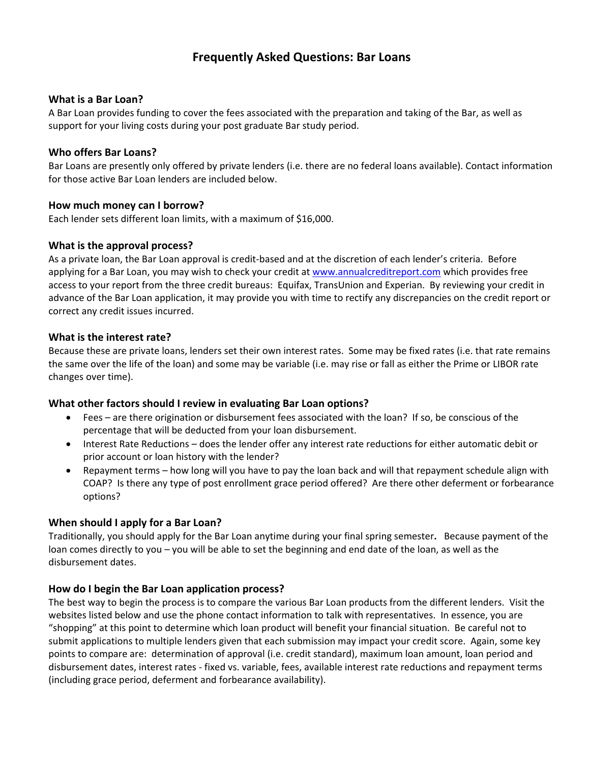# Frequently Asked Questions: Bar Loans

### What is a Bar Loan?

A Bar Loan provides funding to cover the fees associated with the preparation and taking of the Bar, as well as support for your living costs during your post graduate Bar study period.

### Who offers Bar Loans?

Bar Loans are presently only offered by private lenders (i.e. there are no federal loans available). Contact information for those active Bar Loan lenders are included below.

### How much money can I borrow?

Each lender sets different loan limits, with a maximum of $16,000.

### What is the approval process?

As a private loan, the Bar Loan approval is credit-based and at the discretion of each lender's criteria. Before applying for a Bar Loan, you may wish to check your credit at [www.annualcreditreport.com](http://www.annualcreditreport.com) which provides free access to your report from the three credit bureaus: Equifax, TransUnion and Experian. By reviewing your credit in advance of the Bar Loan application, it may provide you with time to rectify any discrepancies on the credit report or correct any credit issues incurred.

### What is the interest rate?

Because these are private loans, lenders set their own interest rates. Some may be fixed rates (i.e. that rate remains the same over the life of the loan) and some may be variable (i.e. may rise or fall as either the Prime or LIBOR rate changes over time).

### What other factors should I review in evaluating Bar Loan options?

- Fees – are there origination or disbursement fees associated with the loan? If so, be conscious of the percentage that will be deducted from your loan disbursement.
- Interest Rate Reductions – does the lender offer any interest rate reductions for either automatic debit or prior account or loan history with the lender?
- Repayment terms – how long will you have to pay the loan back and will that repayment schedule align with COAP? Is there any type of post enrollment grace period offered? Are there other deferment or forbearance options?

### When should I apply for a Bar Loan?

Traditionally, you should apply for the Bar Loan anytime during your final spring semester**.** Because payment of the loan comes directly to you – you will be able to set the beginning and end date of the loan, as well as the disbursement dates.

### How do I begin the Bar Loan application process?

The best way to begin the process is to compare the various Bar Loan products from the different lenders. Visit the websites listed below and use the phone contact information to talk with representatives. In essence, you are "shopping" at this point to determine which loan product will benefit your financial situation. Be careful not to submit applications to multiple lenders given that each submission may impact your credit score. Again, some key points to compare are: determination of approval (i.e. credit standard), maximum loan amount, loan period and disbursement dates, interest rates - fixed vs. variable, fees, available interest rate reductions and repayment terms (including grace period, deferment and forbearance availability).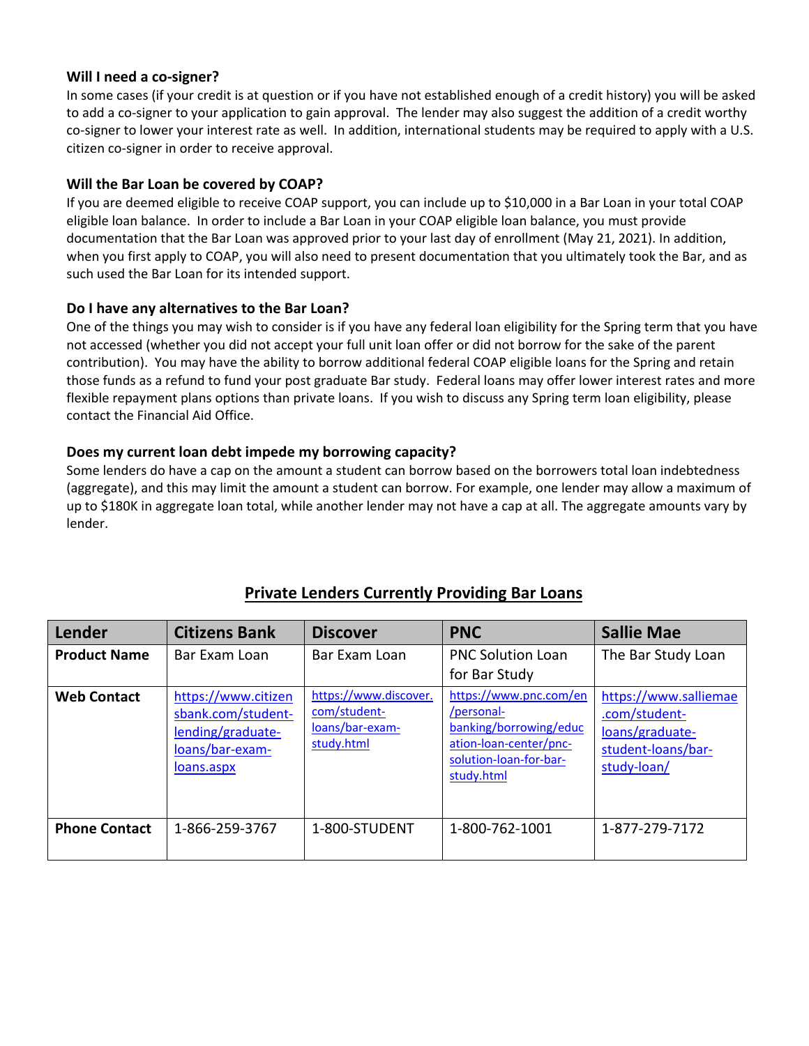### Will I need a co-signer?

In some cases (if your credit is at question or if you have not established enough of a credit history) you will be asked to add a co-signer to your application to gain approval. The lender may also suggest the addition of a credit worthy co-signer to lower your interest rate as well. In addition, international students may be required to apply with a U.S. citizen co-signer in order to receive approval.

### Will the Bar Loan be covered by COAP?

If you are deemed eligible to receive COAP support, you can include up to $10,000 in a Bar Loan in your total COAP eligible loan balance. In order to include a Bar Loan in your COAP eligible loan balance, you must provide documentation that the Bar Loan was approved prior to your last day of enrollment (May 21, 2021). In addition, when you first apply to COAP, you will also need to present documentation that you ultimately took the Bar, and as such used the Bar Loan for its intended support.

### Do I have any alternatives to the Bar Loan?

One of the things you may wish to consider is if you have any federal loan eligibility for the Spring term that you have not accessed (whether you did not accept your full unit loan offer or did not borrow for the sake of the parent contribution). You may have the ability to borrow additional federal COAP eligible loans for the Spring and retain those funds as a refund to fund your post graduate Bar study. Federal loans may offer lower interest rates and more flexible repayment plans options than private loans. If you wish to discuss any Spring term loan eligibility, please contact the Financial Aid Office.

### Does my current loan debt impede my borrowing capacity?

Some lenders do have a cap on the amount a student can borrow based on the borrowers total loan indebtedness (aggregate), and this may limit the amount a student can borrow. For example, one lender may allow a maximum of up to $180K in aggregate loan total, while another lender may not have a cap at all. The aggregate amounts vary by lender.

## Private Lenders Currently Providing Bar Loans

| Lender | Citizens Bank | Discover | PNC | Sallie Mae |
|---|---|---|---|---|
| **Product Name** | Bar Exam Loan | Bar Exam Loan | PNC Solution Loan for Bar Study | The Bar Study Loan |
| **Web Contact** | https://www.citizensbank.com/student-lending/graduate-loans/bar-exam-loans.aspx | https://www.discover.com/student-loans/bar-exam-study.html | https://www.pnc.com/en/personal-banking/borrowing/education-loan-center/pnc-solution-loan-for-bar-study.html | https://www.salliemae.com/student-loans/graduate-student-loans/bar-study-loan/ |
| **Phone Contact** | 1-866-259-3767 | 1-800-STUDENT | 1-800-762-1001 | 1-877-279-7172 |